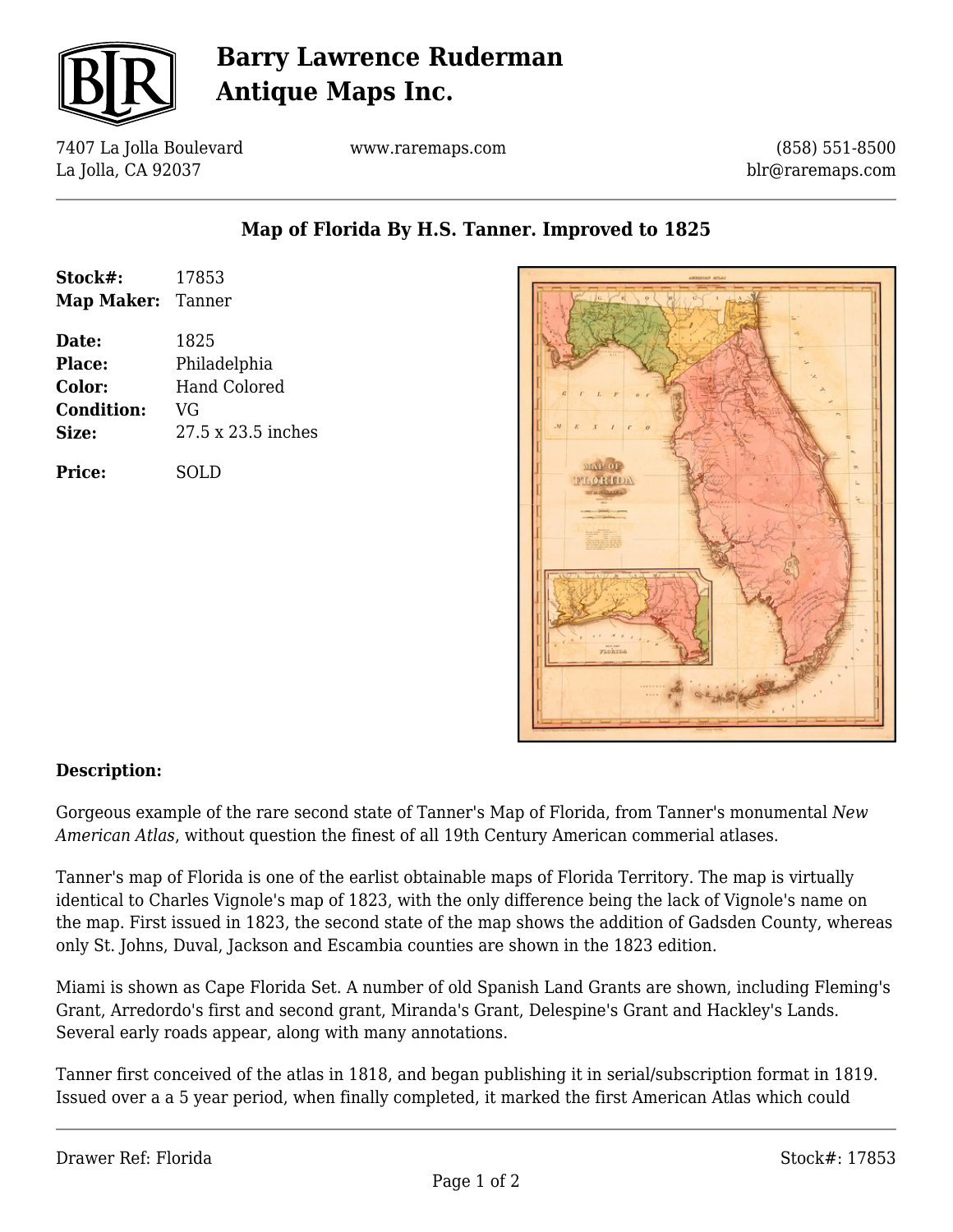# Barry Lawrence Ruderman Antique Maps Inc.

7407 La Jolla Boulevard
La Jolla, CA 92037

www.raremaps.com

(858) 551-8500
blr@raremaps.com

## Map of Florida By H.S. Tanner. Improved to 1825

| | |
|---|---|
| **Stock#:** | 17853 |
| **Map Maker:** | Tanner |
| **Date:** | 1825 |
| **Place:** | Philadelphia |
| **Color:** | Hand Colored |
| **Condition:** | VG |
| **Size:** | 27.5 x 23.5 inches |
| **Price:** | SOLD |

### Description:

Gorgeous example of the rare second state of Tanner's Map of Florida, from Tanner's monumental *New American Atlas*, without question the finest of all 19th Century American commerial atlases.

Tanner's map of Florida is one of the earlist obtainable maps of Florida Territory. The map is virtually identical to Charles Vignole's map of 1823, with the only difference being the lack of Vignole's name on the map. First issued in 1823, the second state of the map shows the addition of Gadsden County, whereas only St. Johns, Duval, Jackson and Escambia counties are shown in the 1823 edition.

Miami is shown as Cape Florida Set. A number of old Spanish Land Grants are shown, including Fleming's Grant, Arredordo's first and second grant, Miranda's Grant, Delespine's Grant and Hackley's Lands. Several early roads appear, along with many annotations.

Tanner first conceived of the atlas in 1818, and began publishing it in serial/subscription format in 1819. Issued over a a 5 year period, when finally completed, it marked the first American Atlas which could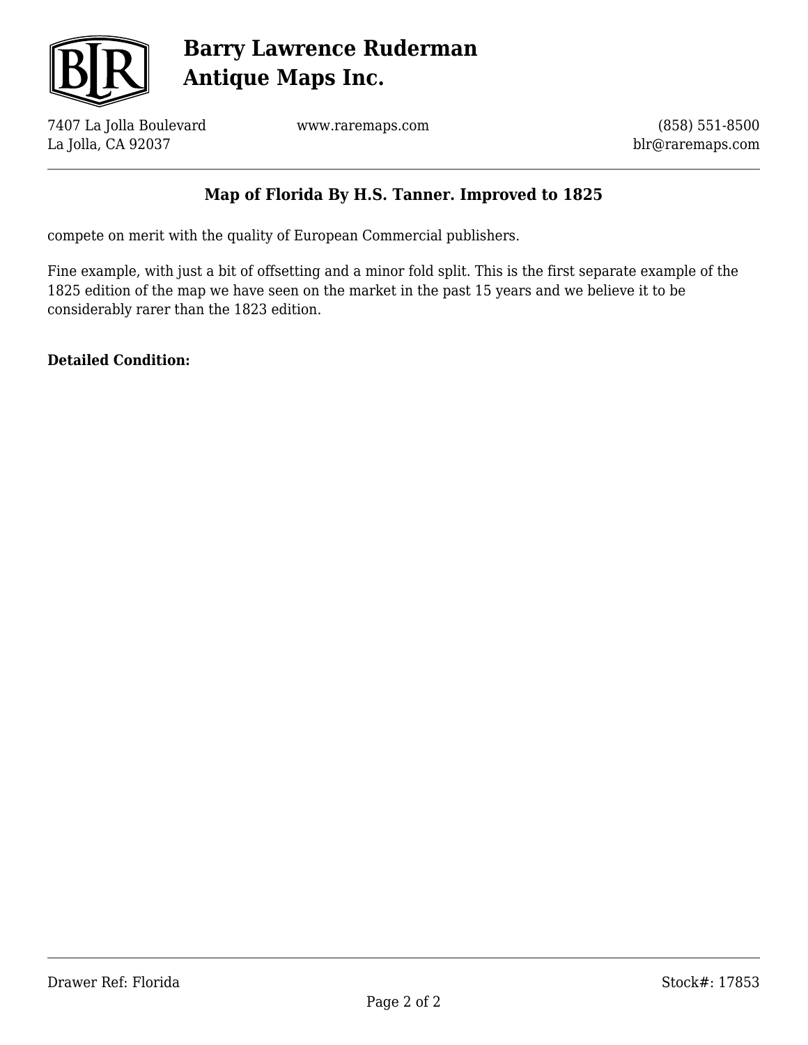compete on merit with the quality of European Commercial publishers.

Fine example, with just a bit of offsetting and a minor fold split. This is the first separate example of the 1825 edition of the map we have seen on the market in the past 15 years and we believe it to be considerably rarer than the 1823 edition.

**Detailed Condition:**